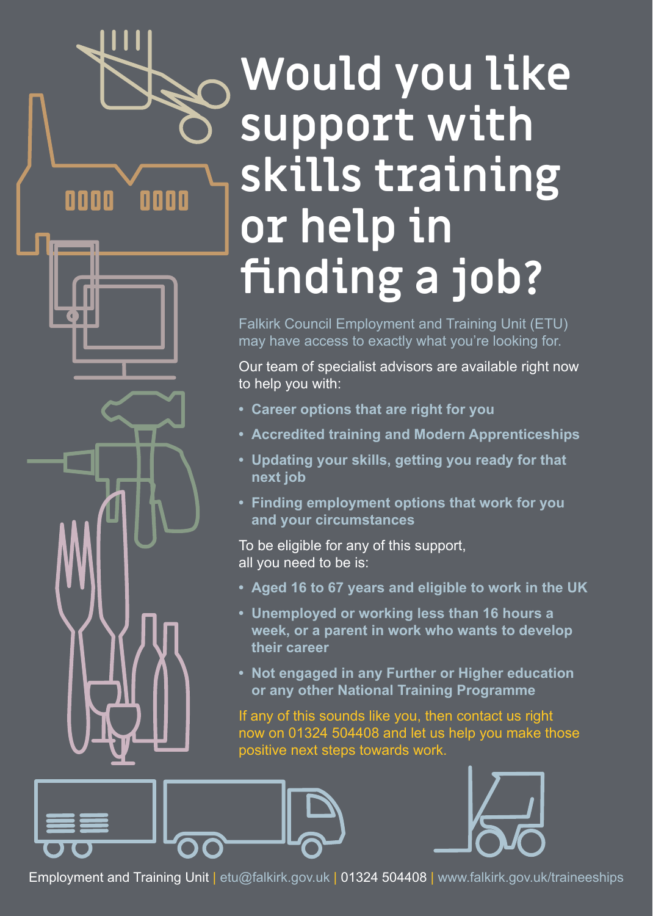# Would you like support with skills training or help in finding a job?

Falkirk Council Employment and Training Unit (ETU) may have access to exactly what you're looking for.

Our team of specialist advisors are available right now to help you with:

- **Career options that are right for you**
- **Accredited training and Modern Apprenticeships**
- **Updating your skills, getting you ready for that next job**
- **Finding employment options that work for you and your circumstances**

To be eligible for any of this support, all you need to be is:

- **Aged 16 to 67 years and eligible to work in the UK**
- **Unemployed or working less than 16 hours a week, or a parent in work who wants to develop their career**
- **Not engaged in any Further or Higher education or any other National Training Programme**

If any of this sounds like you, then contact us right now on 01324 504408 and let us help you make those positive next steps towards work.

Employment and Training Unit | etu@falkirk.gov.uk | 01324 504408 | www.falkirk.gov.uk/traineeships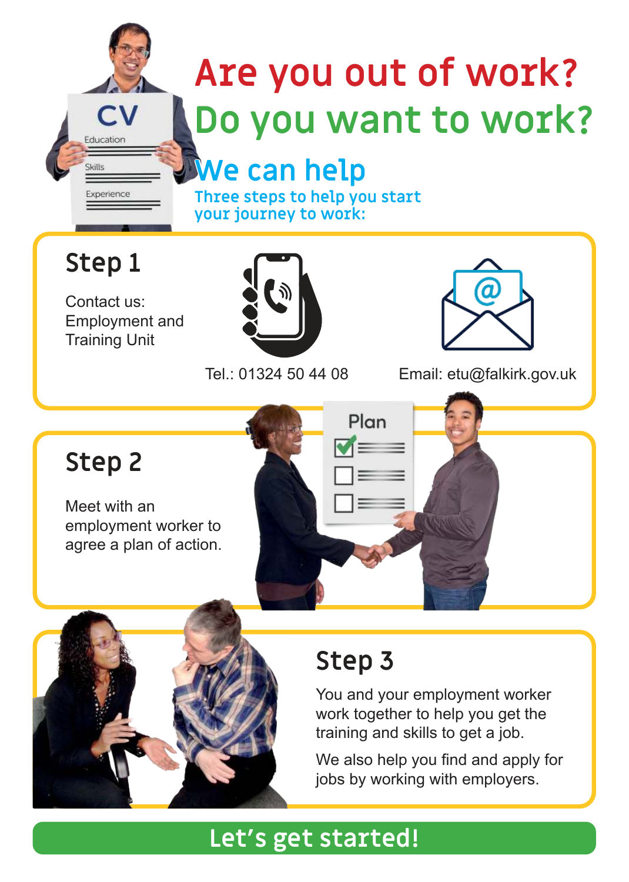# Are you out of work?

# Do you want to work?

## We can help

Three steps to help you start your journey to work:

### Step 1

Contact us: Employment and Training Unit

Tel.: 01324 50 44 08

Email: etu@falkirk.gov.uk

### Step 2

Meet with an employment worker to agree a plan of action.

### Step 3

You and your employment worker work together to help you get the training and skills to get a job.

We also help you find and apply for jobs by working with employers.

**Let's get started!**